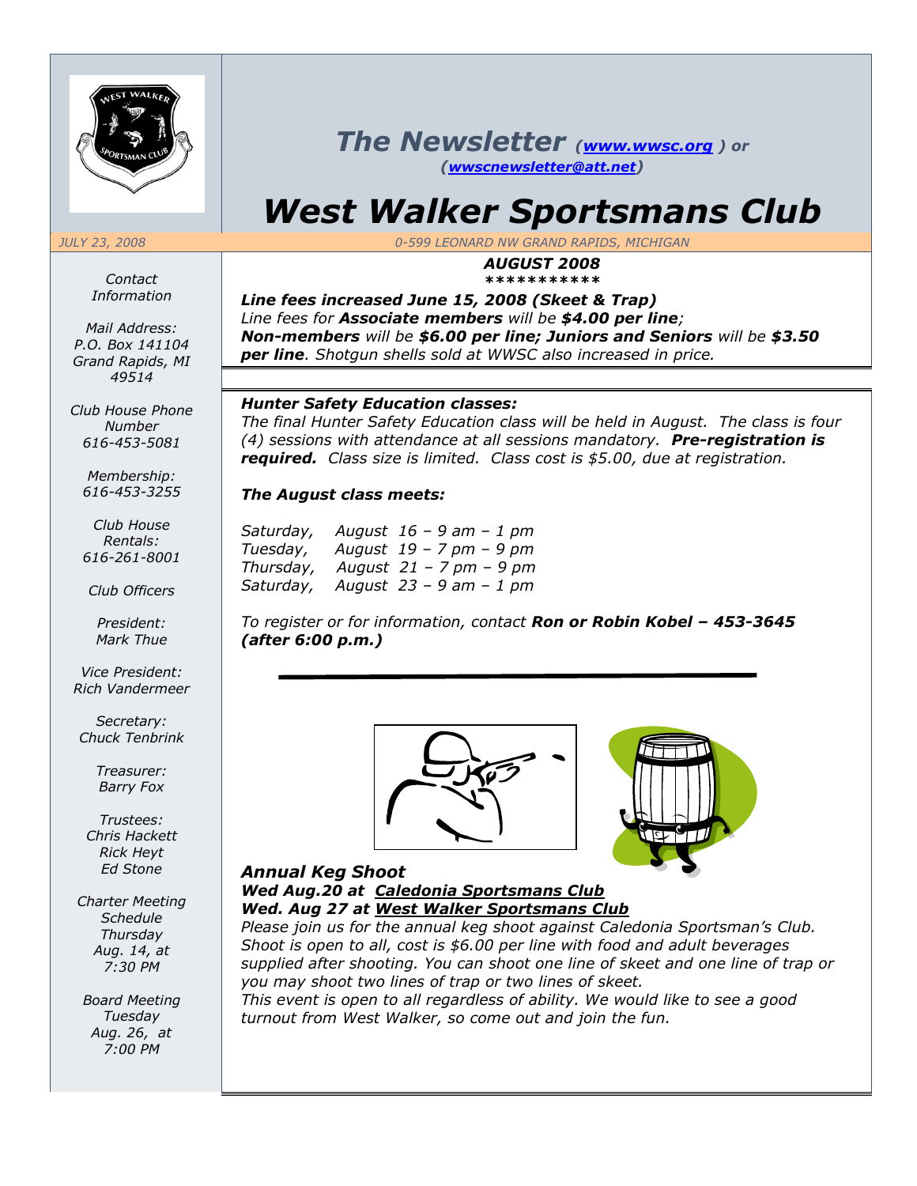# *The Newsletter* *(www.wwsc.org) or (wwscnewsletter@att.net)*

# *West Walker Sportsmans Club*

*JULY 23, 2008* *0-599 LEONARD NW GRAND RAPIDS, MICHIGAN*

*Contact Information*

*Mail Address:*
*P.O. Box 141104*
*Grand Rapids, MI 49514*

*Club House Phone Number*
*616-453-5081*

*Membership:*
*616-453-3255*

*Club House Rentals:*
*616-261-8001*

*Club Officers*

*President:*
*Mark Thue*

*Vice President:*
*Rich Vandermeer*

*Secretary:*
*Chuck Tenbrink*

*Treasurer:*
*Barry Fox*

*Trustees:*
*Chris Hackett*
*Rick Heyt*
*Ed Stone*

*Charter Meeting Schedule*
*Thursday Aug. 14, at 7:30 PM*

*Board Meeting*
*Tuesday Aug. 26, at 7:00 PM*

***AUGUST 2008***
***********

***Line fees increased June 15, 2008 (Skeet & Trap)***
*Line fees for **Associate members** will be **$4.00 per line**;*
***Non-members** will be **$6.00 per line; Juniors and Seniors** will be **$3.50 per line**. Shotgun shells sold at WWSC also increased in price.*

***Hunter Safety Education classes:***
*The final Hunter Safety Education class will be held in August. The class is four (4) sessions with attendance at all sessions mandatory. **Pre-registration is required.** Class size is limited. Class cost is $5.00, due at registration.*

***The August class meets:***

*Saturday, August 16 – 9 am – 1 pm*
*Tuesday, August 19 – 7 pm – 9 pm*
*Thursday, August 21 – 7 pm – 9 pm*
*Saturday, August 23 – 9 am – 1 pm*

*To register or for information, contact **Ron or Robin Kobel – 453-3645 (after 6:00 p.m.)***

***Annual Keg Shoot***
***Wed Aug.20 at Caledonia Sportsmans Club***
***Wed. Aug 27 at West Walker Sportsmans Club***
*Please join us for the annual keg shoot against Caledonia Sportsman's Club. Shoot is open to all, cost is $6.00 per line with food and adult beverages supplied after shooting. You can shoot one line of skeet and one line of trap or you may shoot two lines of trap or two lines of skeet.*
*This event is open to all regardless of ability. We would like to see a good turnout from West Walker, so come out and join the fun.*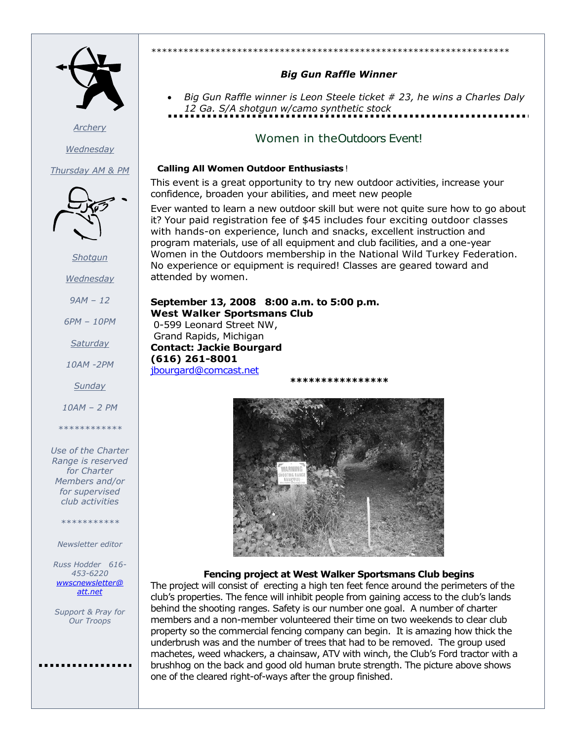*Archery*

*Wednesday*

*Thursday AM & PM*

*Shotgun*

*Wednesday*

*9AM – 12*

*6PM – 10PM*

*Saturday*

*10AM -2PM*

*Sunday*

*10AM – 2 PM*

\*\*\*\*\*\*\*\*\*\*\*\*

*Use of the Charter Range is reserved for Charter Members and/or for supervised club activities*

\*\*\*\*\*\*\*\*\*\*\*

*Newsletter editor*

*Russ Hodder 616-453-6220*
*wwscnewsletter@att.net*

*Support & Pray for Our Troops*

---

\*\*\*\*\*\*\*\*\*\*\*\*\*\*\*\*\*\*\*\*\*\*\*\*\*\*\*\*\*\*\*\*\*\*\*\*\*\*\*\*\*\*\*\*\*\*\*\*\*\*\*\*\*\*\*\*\*\*\*\*\*\*\*\*\*\*\*\*\*\*

### *Big Gun Raffle Winner*

- *Big Gun Raffle winner is Leon Steele ticket # 23, he wins a Charles Daly 12 Ga. S/A shotgun w/camo synthetic stock*

## Women in theOutdoors Event!

**Calling All Women Outdoor Enthusiasts**!

This event is a great opportunity to try new outdoor activities, increase your confidence, broaden your abilities, and meet new people

Ever wanted to learn a new outdoor skill but were not quite sure how to go about it? Your paid registration fee of $45 includes four exciting outdoor classes with hands-on experience, lunch and snacks, excellent instruction and program materials, use of all equipment and club facilities, and a one-year Women in the Outdoors membership in the National Wild Turkey Federation. No experience or equipment is required! Classes are geared toward and attended by women.

**September 13, 2008 8:00 a.m. to 5:00 p.m.**
**West Walker Sportsmans Club**
0-599 Leonard Street NW,
Grand Rapids, Michigan
**Contact: Jackie Bourgard**
**(616) 261-8001**
jbourgard@comcast.net

\*\*\*\*\*\*\*\*\*\*\*\*\*\*\*\*

**Fencing project at West Walker Sportsmans Club begins**

The project will consist of erecting a high ten feet fence around the perimeters of the club's properties. The fence will inhibit people from gaining access to the club's lands behind the shooting ranges. Safety is our number one goal. A number of charter members and a non-member volunteered their time on two weekends to clear club property so the commercial fencing company can begin. It is amazing how thick the underbrush was and the number of trees that had to be removed. The group used machetes, weed whackers, a chainsaw, ATV with winch, the Club's Ford tractor with a brushhog on the back and good old human brute strength. The picture above shows one of the cleared right-of-ways after the group finished.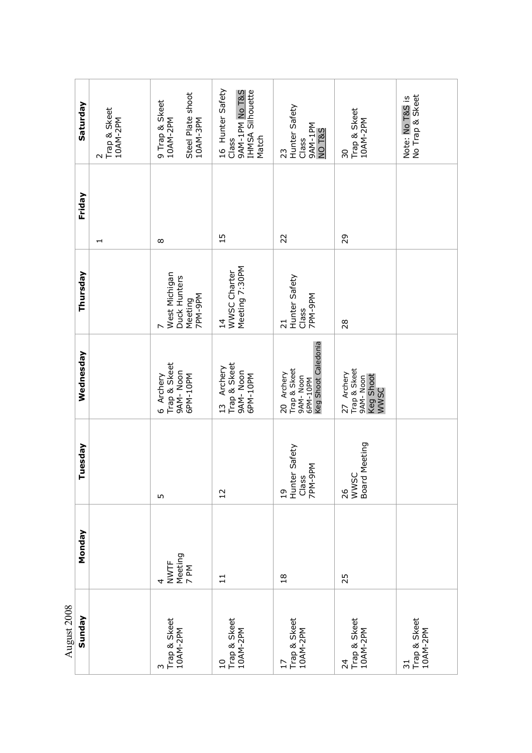# August 2008

| Sunday | Monday | Tuesday | Wednesday | Thursday | Friday | Saturday |
|---|---|---|---|---|---|---|
| | | | | | 1 | 2 Trap & Skeet 10AM-2PM |
| 3 Trap & Skeet 10AM-2PM | 4 NWTF Meeting 7 PM | 5 | 6 Archery Trap & Skeet 9AM- Noon 6PM-10PM | 7 West Michigan Duck Hunters Meeting 7PM-9PM | 8 | 9 Trap & Skeet 10AM-2PM<br>Steel Plate shoot 10AM-3PM |
| 10 Trap & Skeet 10AM-2PM | 11 | 12 | 13 Archery Trap & Skeet 9AM- Noon 6PM-10PM | 14 WWSC Charter Meeting 7:30PM | 15 | 16 Hunter Safety Class 9AM-1PM No T&S IHMSA Silhouette Match |
| 17 Trap & Skeet 10AM-2PM | 18 | 19 Hunter Safety Class 7PM-9PM | 20 Archery Trap & Skeet 9AM- Noon 6PM-10PM Keg Shoot Caledonia | 21 Hunter Safety Class 7PM-9PM | 22 | 23 Hunter Safety Class 9AM-1PM NO T&S |
| 24 Trap & Skeet 10AM-2PM | 25 | 26 WWSC Board Meeting | 27 Archery Trap & Skeet 9AM- Noon Keg Shoot WWSC | 28 | 29 | 30 Trap & Skeet 10AM-2PM |
| 31 Trap & Skeet 10AM-2PM | | | | | | Note: No T&S is No Trap & Skeet |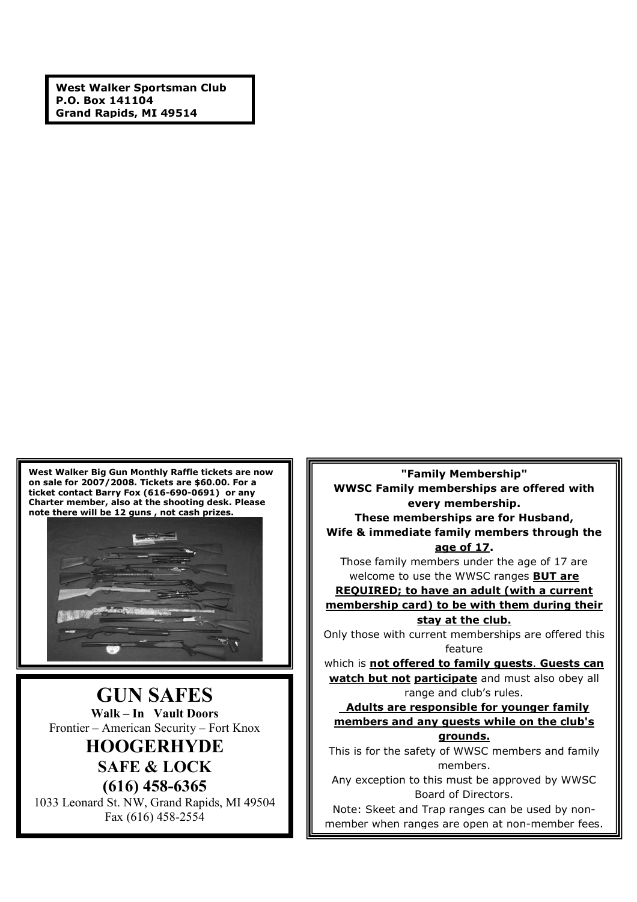**West Walker Sportsman Club**
**P.O. Box 141104**
**Grand Rapids, MI 49514**

**West Walker Big Gun Monthly Raffle tickets are now on sale for 2007/2008. Tickets are $60.00. For a ticket contact Barry Fox (616-690-0691) or any Charter member, also at the shooting desk. Please note there will be 12 guns , not cash prizes.**

# GUN SAFES

**Walk – In Vault Doors**

Frontier – American Security – Fort Knox

## HOOGERHYDE

### SAFE & LOCK

### (616) 458-6365

1033 Leonard St. NW, Grand Rapids, MI 49504

Fax (616) 458-2554

**"Family Membership"**

**WWSC Family memberships are offered with every membership.**

**These memberships are for Husband, Wife & immediate family members through the age of 17.**

Those family members under the age of 17 are welcome to use the WWSC ranges **BUT are REQUIRED; to have an adult (with a current membership card) to be with them during their stay at the club.**

Only those with current memberships are offered this feature which is **not offered to family guests**. **Guests can watch but not participate** and must also obey all range and club's rules.

**Adults are responsible for younger family members and any guests while on the club's grounds.**

This is for the safety of WWSC members and family members.

Any exception to this must be approved by WWSC Board of Directors.

Note: Skeet and Trap ranges can be used by non-member when ranges are open at non-member fees.